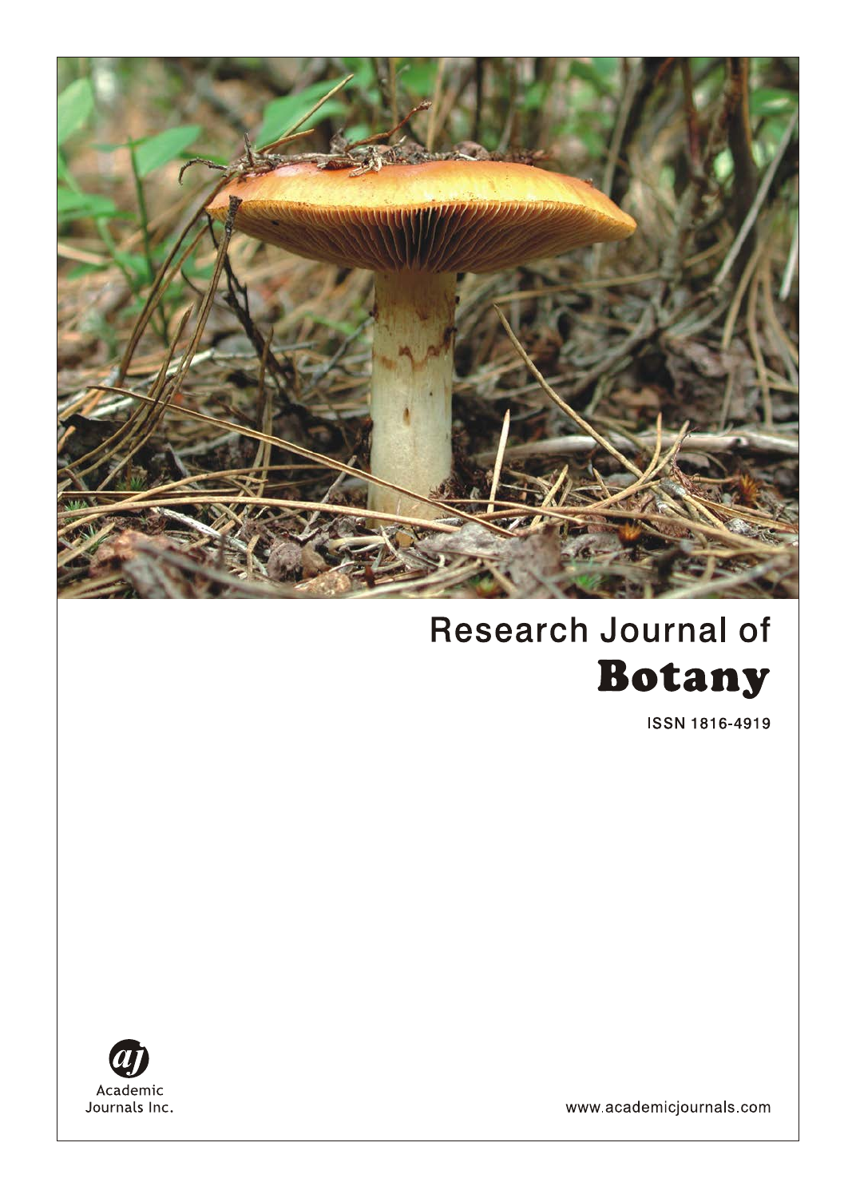# Research Journal of Botany

ISSN 1816-4919

Academic Journals Inc.

www.academicjournals.com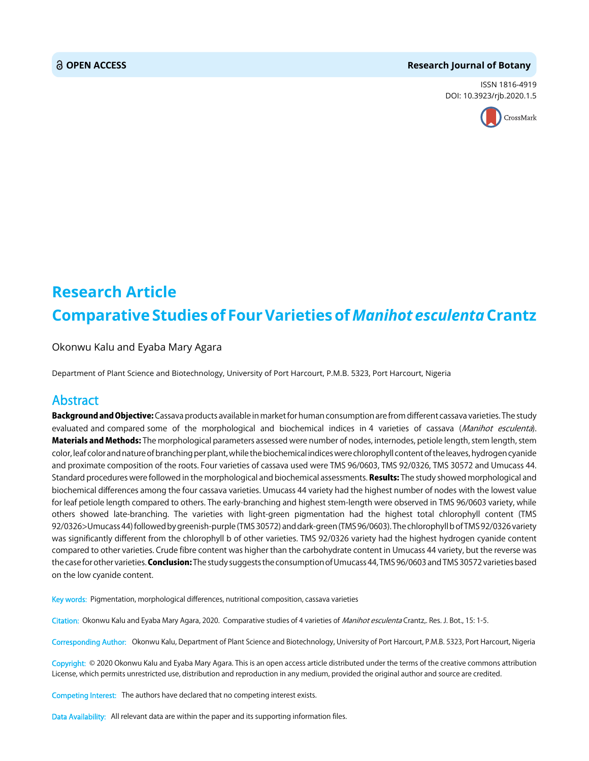OPEN ACCESS

Research Journal of Botany

ISSN 1816-4919

DOI: 10.3923/rjb.2020.1.5

# Research Article

# Comparative Studies of Four Varieties of *Manihot esculenta* Crantz

Okonwu Kalu and Eyaba Mary Agara

Department of Plant Science and Biotechnology, University of Port Harcourt, P.M.B. 5323, Port Harcourt, Nigeria

## Abstract

**Background and Objective:** Cassava products available in market for human consumption are from different cassava varieties. The study evaluated and compared some of the morphological and biochemical indices in 4 varieties of cassava (*Manihot esculenta*). **Materials and Methods:** The morphological parameters assessed were number of nodes, internodes, petiole length, stem length, stem color, leaf color and nature of branching per plant, while the biochemical indices were chlorophyll content of the leaves, hydrogen cyanide and proximate composition of the roots. Four varieties of cassava used were TMS 96/0603, TMS 92/0326, TMS 30572 and Umucass 44. Standard procedures were followed in the morphological and biochemical assessments. **Results:** The study showed morphological and biochemical differences among the four cassava varieties. Umucass 44 variety had the highest number of nodes with the lowest value for leaf petiole length compared to others. The early-branching and highest stem-length were observed in TMS 96/0603 variety, while others showed late-branching. The varieties with light-green pigmentation had the highest total chlorophyll content (TMS 92/0326>Umucass 44) followed by greenish-purple (TMS 30572) and dark-green (TMS 96/0603). The chlorophyll b of TMS 92/0326 variety was significantly different from the chlorophyll b of other varieties. TMS 92/0326 variety had the highest hydrogen cyanide content compared to other varieties. Crude fibre content was higher than the carbohydrate content in Umucass 44 variety, but the reverse was the case for other varieties. **Conclusion:** The study suggests the consumption of Umucass 44, TMS 96/0603 and TMS 30572 varieties based on the low cyanide content.

**Key words:** Pigmentation, morphological differences, nutritional composition, cassava varieties

**Citation:** Okonwu Kalu and Eyaba Mary Agara, 2020. Comparative studies of 4 varieties of *Manihot esculenta* Crantz,. Res. J. Bot., 15: 1-5.

**Corresponding Author:** Okonwu Kalu, Department of Plant Science and Biotechnology, University of Port Harcourt, P.M.B. 5323, Port Harcourt, Nigeria

**Copyright:** © 2020 Okonwu Kalu and Eyaba Mary Agara. This is an open access article distributed under the terms of the creative commons attribution License, which permits unrestricted use, distribution and reproduction in any medium, provided the original author and source are credited.

**Competing Interest:** The authors have declared that no competing interest exists.

**Data Availability:** All relevant data are within the paper and its supporting information files.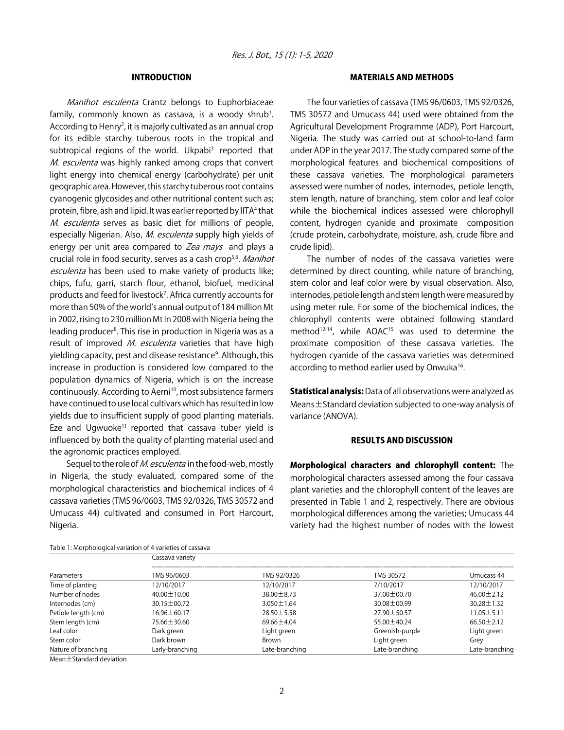## INTRODUCTION

*Manihot esculenta* Crantz belongs to Euphorbiaceae family, commonly known as cassava, is a woody shrub[1]. According to Henry[2], it is majorly cultivated as an annual crop for its edible starchy tuberous roots in the tropical and subtropical regions of the world. Ukpabi[3] reported that *M. esculenta* was highly ranked among crops that convert light energy into chemical energy (carbohydrate) per unit geographic area. However, this starchy tuberous root contains cyanogenic glycosides and other nutritional content such as; protein, fibre, ash and lipid. It was earlier reported by IITA[4] that *M. esculenta* serves as basic diet for millions of people, especially Nigerian. Also, *M. esculenta* supply high yields of energy per unit area compared to *Zea mays* and plays a crucial role in food security, serves as a cash crop[5,6]. *Manihot esculenta* has been used to make variety of products like; chips, fufu, garri, starch flour, ethanol, biofuel, medicinal products and feed for livestock[7]. Africa currently accounts for more than 50% of the world's annual output of 184 million Mt in 2002, rising to 230 million Mt in 2008 with Nigeria being the leading producer[8]. This rise in production in Nigeria was as a result of improved *M. esculenta* varieties that have high yielding capacity, pest and disease resistance[9]. Although, this increase in production is considered low compared to the population dynamics of Nigeria, which is on the increase continuously. According to Aerni[10], most subsistence farmers have continued to use local cultivars which has resulted in low yields due to insufficient supply of good planting materials. Eze and Ugwuoke[11] reported that cassava tuber yield is influenced by both the quality of planting material used and the agronomic practices employed.

Sequel to the role of *M. esculenta* in the food-web, mostly in Nigeria, the study evaluated, compared some of the morphological characteristics and biochemical indices of 4 cassava varieties (TMS 96/0603, TMS 92/0326, TMS 30572 and Umucass 44) cultivated and consumed in Port Harcourt, Nigeria.

## MATERIALS AND METHODS

The four varieties of cassava (TMS 96/0603, TMS 92/0326, TMS 30572 and Umucass 44) used were obtained from the Agricultural Development Programme (ADP), Port Harcourt, Nigeria. The study was carried out at school-to-land farm under ADP in the year 2017. The study compared some of the morphological features and biochemical compositions of these cassava varieties. The morphological parameters assessed were number of nodes, internodes, petiole length, stem length, nature of branching, stem color and leaf color while the biochemical indices assessed were chlorophyll content, hydrogen cyanide and proximate composition (crude protein, carbohydrate, moisture, ash, crude fibre and crude lipid).

The number of nodes of the cassava varieties were determined by direct counting, while nature of branching, stem color and leaf color were by visual observation. Also, internodes, petiole length and stem length were measured by using meter rule. For some of the biochemical indices, the chlorophyll contents were obtained following standard method[12-14], while AOAC[15] was used to determine the proximate composition of these cassava varieties. The hydrogen cyanide of the cassava varieties was determined according to method earlier used by Onwuka[16].

**Statistical analysis:** Data of all observations were analyzed as Means±Standard deviation subjected to one-way analysis of variance (ANOVA).

## RESULTS AND DISCUSSION

**Morphological characters and chlorophyll content:** The morphological characters assessed among the four cassava plant varieties and the chlorophyll content of the leaves are presented in Table 1 and 2, respectively. There are obvious morphological differences among the varieties; Umucass 44 variety had the highest number of nodes with the lowest

Table 1: Morphological variation of 4 varieties of cassava

| | Cassava variety | | | |
|---|---|---|---|---|
| Parameters | TMS 96/0603 | TMS 92/0326 | TMS 30572 | Umucass 44 |
| Time of planting | 12/10/2017 | 12/10/2017 | 7/10/2017 | 12/10/2017 |
| Number of nodes | 40.00±10.00 | 38.00±8.73 | 37.00±00.70 | 46.00±2.12 |
| Internodes (cm) | 30.15±00.72 | 3.050±1.64 | 30.08±00.99 | 30.28±1.32 |
| Petiole length (cm) | 16.96±60.17 | 28.50±5.58 | 27.90±50.57 | 11.05±5.11 |
| Stem length (cm) | 75.66±30.60 | 69.66±4.04 | 55.00±40.24 | 66.50±2.12 |
| Leaf color | Dark green | Light green | Greenish-purple | Light green |
| Stem color | Dark brown | Brown | Light green | Grey |
| Nature of branching | Early-branching | Late-branching | Late-branching | Late-branching |

Mean±Standard deviation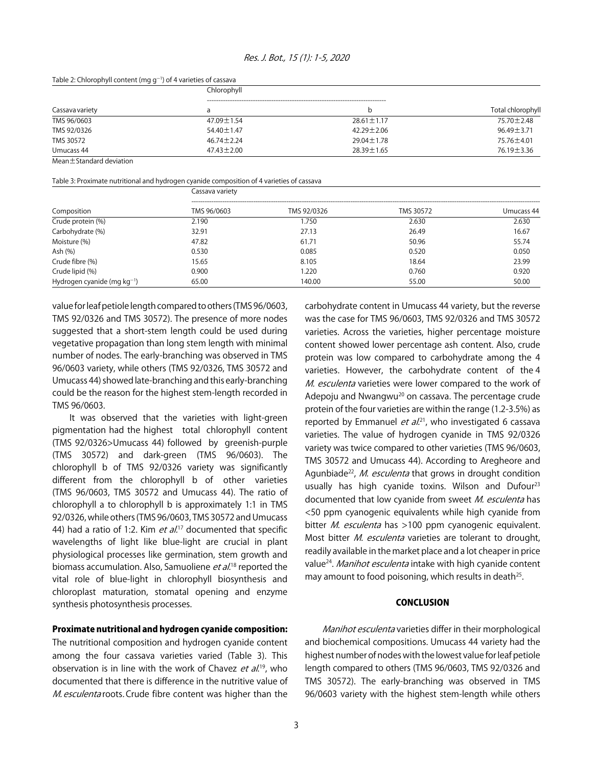Table 2: Chlorophyll content (mg g$^{-1}$) of 4 varieties of cassava

| | Chlorophyll | | |
|---|---|---|---|
| Cassava variety | a | b | Total chlorophyll |
| TMS 96/0603 | 47.09±1.54 | 28.61±1.17 | 75.70±2.48 |
| TMS 92/0326 | 54.40±1.47 | 42.29±2.06 | 96.49±3.71 |
| TMS 30572 | 46.74±2.24 | 29.04±1.78 | 75.76±4.01 |
| Umucass 44 | 47.43±2.00 | 28.39±1.65 | 76.19±3.36 |

Mean±Standard deviation

Table 3: Proximate nutritional and hydrogen cyanide composition of 4 varieties of cassava

| | Cassava variety | | | |
|---|---|---|---|---|
| Composition | TMS 96/0603 | TMS 92/0326 | TMS 30572 | Umucass 44 |
| Crude protein (%) | 2.190 | 1.750 | 2.630 | 2.630 |
| Carbohydrate (%) | 32.91 | 27.13 | 26.49 | 16.67 |
| Moisture (%) | 47.82 | 61.71 | 50.96 | 55.74 |
| Ash (%) | 0.530 | 0.085 | 0.520 | 0.050 |
| Crude fibre (%) | 15.65 | 8.105 | 18.64 | 23.99 |
| Crude lipid (%) | 0.900 | 1.220 | 0.760 | 0.920 |
| Hydrogen cyanide (mg kg$^{-1}$) | 65.00 | 140.00 | 55.00 | 50.00 |

value for leaf petiole length compared to others (TMS 96/0603, TMS 92/0326 and TMS 30572). The presence of more nodes suggested that a short-stem length could be used during vegetative propagation than long stem length with minimal number of nodes. The early-branching was observed in TMS 96/0603 variety, while others (TMS 92/0326, TMS 30572 and Umucass 44) showed late-branching and this early-branching could be the reason for the highest stem-length recorded in TMS 96/0603.

It was observed that the varieties with light-green pigmentation had the highest total chlorophyll content (TMS 92/0326>Umucass 44) followed by greenish-purple (TMS 30572) and dark-green (TMS 96/0603). The chlorophyll b of TMS 92/0326 variety was significantly different from the chlorophyll b of other varieties (TMS 96/0603, TMS 30572 and Umucass 44). The ratio of chlorophyll a to chlorophyll b is approximately 1:1 in TMS 92/0326, while others (TMS 96/0603, TMS 30572 and Umucass 44) had a ratio of 1:2. Kim *et al.*[17] documented that specific wavelengths of light like blue-light are crucial in plant physiological processes like germination, stem growth and biomass accumulation. Also, Samuoliene *et al.*[18] reported the vital role of blue-light in chlorophyll biosynthesis and chloroplast maturation, stomatal opening and enzyme synthesis photosynthesis processes.

**Proximate nutritional and hydrogen cyanide composition:** The nutritional composition and hydrogen cyanide content among the four cassava varieties varied (Table 3). This observation is in line with the work of Chavez *et al.*[19], who documented that there is difference in the nutritive value of *M. esculenta* roots. Crude fibre content was higher than the carbohydrate content in Umucass 44 variety, but the reverse was the case for TMS 96/0603, TMS 92/0326 and TMS 30572 varieties. Across the varieties, higher percentage moisture content showed lower percentage ash content. Also, crude protein was low compared to carbohydrate among the 4 varieties. However, the carbohydrate content of the 4 *M. esculenta* varieties were lower compared to the work of Adepoju and Nwangwu[20] on cassava. The percentage crude protein of the four varieties are within the range (1.2-3.5%) as reported by Emmanuel *et al.*[21], who investigated 6 cassava varieties. The value of hydrogen cyanide in TMS 92/0326 variety was twice compared to other varieties (TMS 96/0603, TMS 30572 and Umucass 44). According to Aregheore and Agunbiade[22], *M. esculenta* that grows in drought condition usually has high cyanide toxins. Wilson and Dufour[23] documented that low cyanide from sweet *M. esculenta* has <50 ppm cyanogenic equivalents while high cyanide from bitter *M. esculenta* has >100 ppm cyanogenic equivalent. Most bitter *M. esculenta* varieties are tolerant to drought, readily available in the market place and a lot cheaper in price value[24]. *Manihot esculenta* intake with high cyanide content may amount to food poisoning, which results in death[25].

## CONCLUSION

*Manihot esculenta* varieties differ in their morphological and biochemical compositions. Umucass 44 variety had the highest number of nodes with the lowest value for leaf petiole length compared to others (TMS 96/0603, TMS 92/0326 and TMS 30572). The early-branching was observed in TMS 96/0603 variety with the highest stem-length while others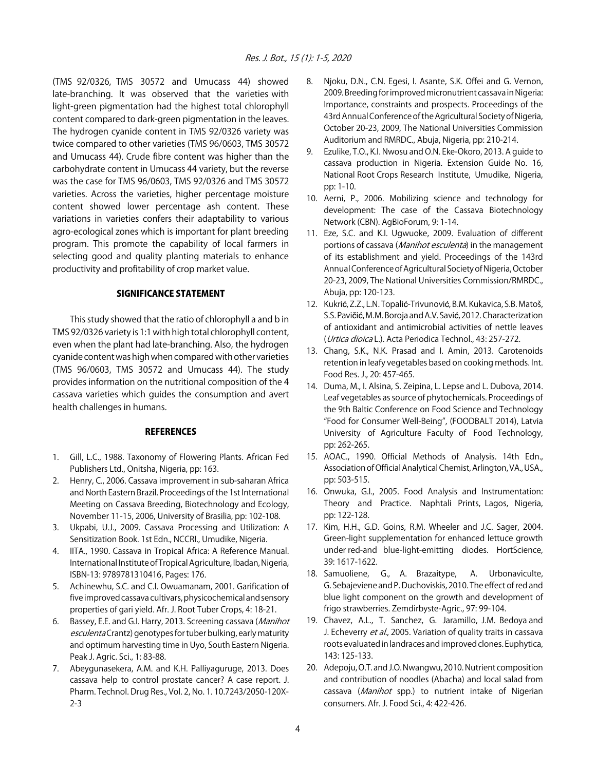(TMS 92/0326, TMS 30572 and Umucass 44) showed late-branching. It was observed that the varieties with light-green pigmentation had the highest total chlorophyll content compared to dark-green pigmentation in the leaves. The hydrogen cyanide content in TMS 92/0326 variety was twice compared to other varieties (TMS 96/0603, TMS 30572 and Umucass 44). Crude fibre content was higher than the carbohydrate content in Umucass 44 variety, but the reverse was the case for TMS 96/0603, TMS 92/0326 and TMS 30572 varieties. Across the varieties, higher percentage moisture content showed lower percentage ash content. These variations in varieties confers their adaptability to various agro-ecological zones which is important for plant breeding program. This promote the capability of local farmers in selecting good and quality planting materials to enhance productivity and profitability of crop market value.

## SIGNIFICANCE STATEMENT

This study showed that the ratio of chlorophyll a and b in TMS 92/0326 variety is 1:1 with high total chlorophyll content, even when the plant had late-branching. Also, the hydrogen cyanide content was high when compared with other varieties (TMS 96/0603, TMS 30572 and Umucass 44). The study provides information on the nutritional composition of the 4 cassava varieties which guides the consumption and avert health challenges in humans.

## REFERENCES

1. Gill, L.C., 1988. Taxonomy of Flowering Plants. African Fed Publishers Ltd., Onitsha, Nigeria, pp: 163.
2. Henry, C., 2006. Cassava improvement in sub-saharan Africa and North Eastern Brazil. Proceedings of the 1st International Meeting on Cassava Breeding, Biotechnology and Ecology, November 11-15, 2006, University of Brasilia, pp: 102-108.
3. Ukpabi, U.J., 2009. Cassava Processing and Utilization: A Sensitization Book. 1st Edn., NCCRI., Umudike, Nigeria.
4. IITA., 1990. Cassava in Tropical Africa: A Reference Manual. International Institute of Tropical Agriculture, Ibadan, Nigeria, ISBN-13: 9789781310416, Pages: 176.
5. Achinewhu, S.C. and C.I. Owuamanam, 2001. Garification of five improved cassava cultivars, physicochemical and sensory properties of gari yield. Afr. J. Root Tuber Crops, 4: 18-21.
6. Bassey, E.E. and G.I. Harry, 2013. Screening cassava (*Manihot esculenta* Crantz) genotypes for tuber bulking, early maturity and optimum harvesting time in Uyo, South Eastern Nigeria. Peak J. Agric. Sci., 1: 83-88.
7. Abeygunasekera, A.M. and K.H. Palliyaguruge, 2013. Does cassava help to control prostate cancer? A case report. J. Pharm. Technol. Drug Res., Vol. 2, No. 1. 10.7243/2050-120X-2-3
8. Njoku, D.N., C.N. Egesi, I. Asante, S.K. Offei and G. Vernon, 2009. Breeding for improved micronutrient cassava in Nigeria: Importance, constraints and prospects. Proceedings of the 43rd Annual Conference of the Agricultural Society of Nigeria, October 20-23, 2009, The National Universities Commission Auditorium and RMRDC., Abuja, Nigeria, pp: 210-214.
9. Ezulike, T.O., K.I. Nwosu and O.N. Eke-Okoro, 2013. A guide to cassava production in Nigeria. Extension Guide No. 16, National Root Crops Research Institute, Umudike, Nigeria, pp: 1-10.
10. Aerni, P., 2006. Mobilizing science and technology for development: The case of the Cassava Biotechnology Network (CBN). AgBioForum, 9: 1-14.
11. Eze, S.C. and K.I. Ugwuoke, 2009. Evaluation of different portions of cassava (*Manihot esculenta*) in the management of its establishment and yield. Proceedings of the 143rd Annual Conference of Agricultural Society of Nigeria, October 20-23, 2009, The National Universities Commission/RMRDC., Abuja, pp: 120-123.
12. Kukrić, Z.Z., L.N. Topalić-Trivunović, B.M. Kukavica, S.B. Matoš, S.S. Pavičić, M.M. Boroja and A.V. Savić, 2012. Characterization of antioxidant and antimicrobial activities of nettle leaves (*Urtica dioica* L.). Acta Periodica Technol., 43: 257-272.
13. Chang, S.K., N.K. Prasad and I. Amin, 2013. Carotenoids retention in leafy vegetables based on cooking methods. Int. Food Res. J., 20: 457-465.
14. Duma, M., I. Alsina, S. Zeipina, L. Lepse and L. Dubova, 2014. Leaf vegetables as source of phytochemicals. Proceedings of the 9th Baltic Conference on Food Science and Technology "Food for Consumer Well-Being", (FOODBALT 2014), Latvia University of Agriculture Faculty of Food Technology, pp: 262-265.
15. AOAC., 1990. Official Methods of Analysis. 14th Edn., Association of Official Analytical Chemist, Arlington, VA., USA., pp: 503-515.
16. Onwuka, G.I., 2005. Food Analysis and Instrumentation: Theory and Practice. Naphtali Prints, Lagos, Nigeria, pp: 122-128.
17. Kim, H.H., G.D. Goins, R.M. Wheeler and J.C. Sager, 2004. Green-light supplementation for enhanced lettuce growth under red-and blue-light-emitting diodes. HortScience, 39: 1617-1622.
18. Samuoliene, G., A. Brazaitype, A. Urbonaviculte, G. Sebajeviene and P. Duchoviskis, 2010. The effect of red and blue light component on the growth and development of frigo strawberries. Zemdirbyste-Agric., 97: 99-104.
19. Chavez, A.L., T. Sanchez, G. Jaramillo, J.M. Bedoya and J. Echeverry *et al*., 2005. Variation of quality traits in cassava roots evaluated in landraces and improved clones. Euphytica, 143: 125-133.
20. Adepoju, O.T. and J.O. Nwangwu, 2010. Nutrient composition and contribution of noodles (Abacha) and local salad from cassava (*Manihot* spp.) to nutrient intake of Nigerian consumers. Afr. J. Food Sci., 4: 422-426.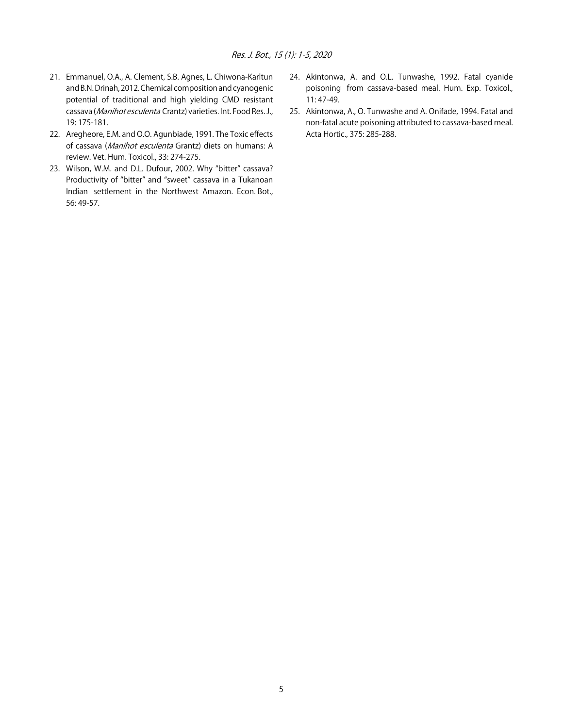21. Emmanuel, O.A., A. Clement, S.B. Agnes, L. Chiwona-Karltun and B.N. Drinah, 2012. Chemical composition and cyanogenic potential of traditional and high yielding CMD resistant cassava (*Manihot esculenta* Crantz) varieties. Int. Food Res. J., 19: 175-181.
22. Aregheore, E.M. and O.O. Agunbiade, 1991. The Toxic effects of cassava (*Manihot esculenta* Grantz) diets on humans: A review. Vet. Hum. Toxicol., 33: 274-275.
23. Wilson, W.M. and D.L. Dufour, 2002. Why "bitter" cassava? Productivity of "bitter" and "sweet" cassava in a Tukanoan Indian settlement in the Northwest Amazon. Econ. Bot., 56: 49-57.
24. Akintonwa, A. and O.L. Tunwashe, 1992. Fatal cyanide poisoning from cassava-based meal. Hum. Exp. Toxicol., 11: 47-49.
25. Akintonwa, A., O. Tunwashe and A. Onifade, 1994. Fatal and non-fatal acute poisoning attributed to cassava-based meal. Acta Hortic., 375: 285-288.